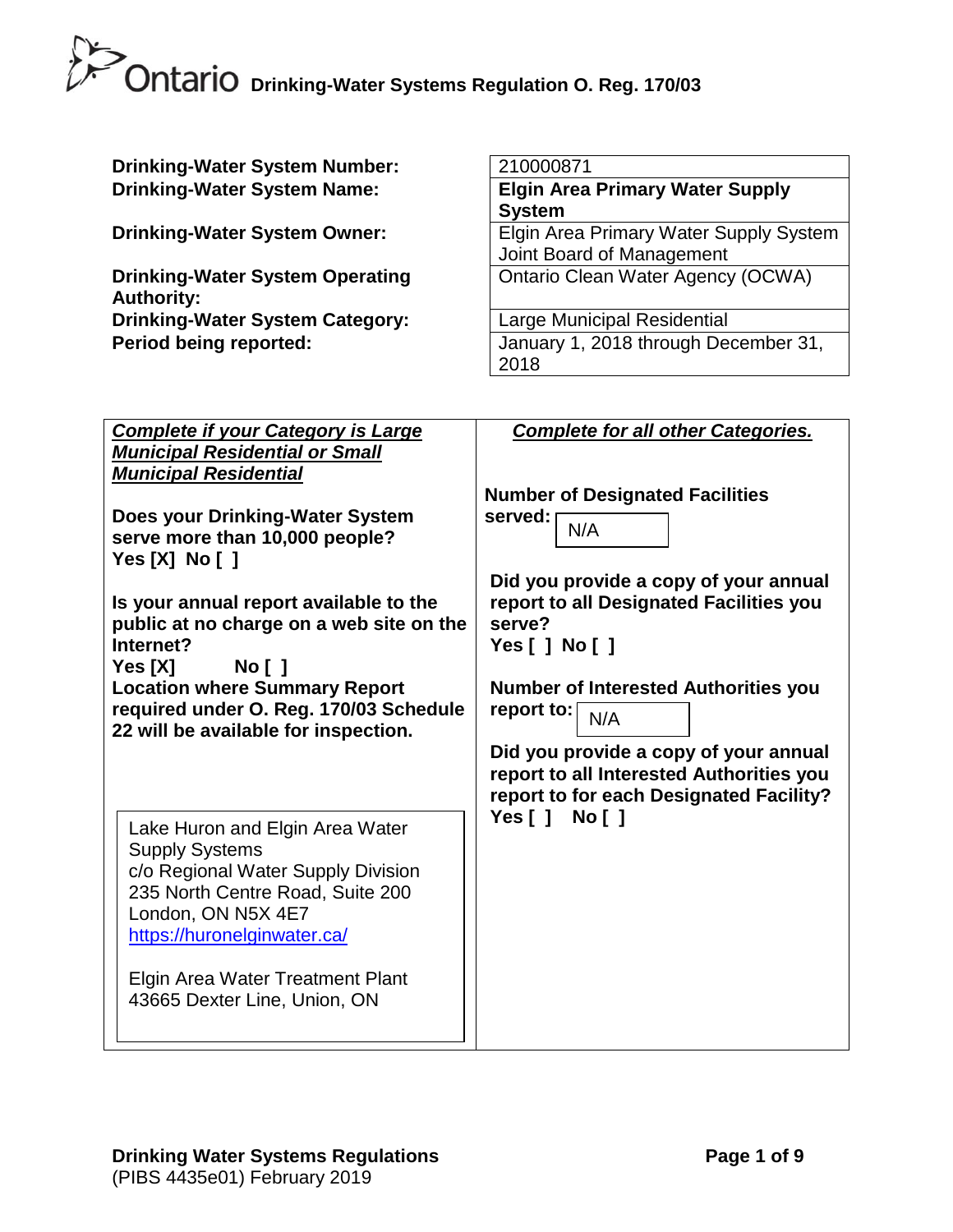# Ontario Drinking-Water Systems Regulation O. Reg. 170/03

| | |
|---|---|
| **Drinking-Water System Number:** | 210000871 |
| **Drinking-Water System Name:** | **Elgin Area Primary Water Supply System** |
| **Drinking-Water System Owner:** | Elgin Area Primary Water Supply System Joint Board of Management |
| **Drinking-Water System Operating Authority:** | Ontario Clean Water Agency (OCWA) |
| **Drinking-Water System Category:** | Large Municipal Residential |
| **Period being reported:** | January 1, 2018 through December 31, 2018 |

***Complete if your Category is Large Municipal Residential or Small Municipal Residential***

**Does your Drinking-Water System serve more than 10,000 people?**
**Yes [X] No [ ]**

**Is your annual report available to the public at no charge on a web site on the Internet?**
**Yes [X] No [ ]**

**Location where Summary Report required under O. Reg. 170/03 Schedule 22 will be available for inspection.**

Lake Huron and Elgin Area Water Supply Systems
c/o Regional Water Supply Division
235 North Centre Road, Suite 200
London, ON N5X 4E7
https://huronelginwater.ca/

Elgin Area Water Treatment Plant
43665 Dexter Line, Union, ON

***Complete for all other Categories.***

**Number of Designated Facilities served:** N/A

**Did you provide a copy of your annual report to all Designated Facilities you serve?**
**Yes [ ] No [ ]**

**Number of Interested Authorities you report to:** N/A

**Did you provide a copy of your annual report to all Interested Authorities you report to for each Designated Facility?**
**Yes [ ] No [ ]**

**Drinking Water Systems Regulations**
(PIBS 4435e01) February 2019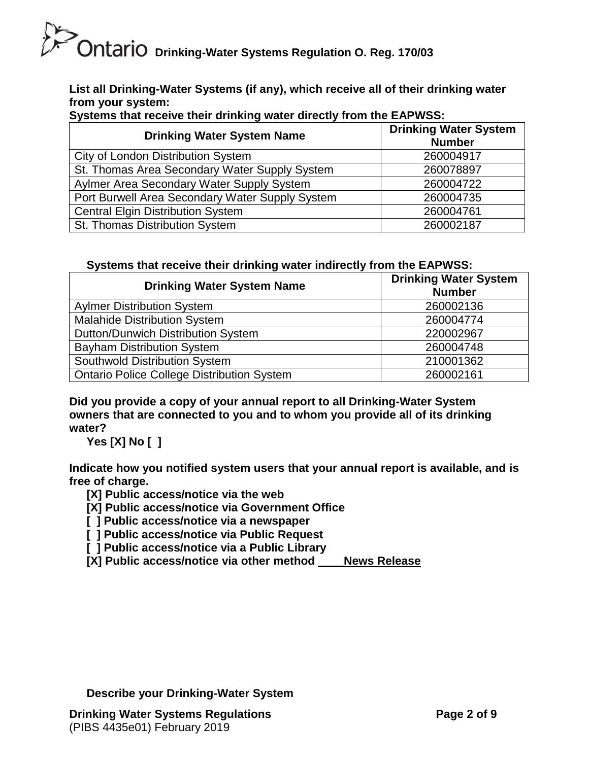**List all Drinking-Water Systems (if any), which receive all of their drinking water from your system:**

**Systems that receive their drinking water directly from the EAPWSS:**

| Drinking Water System Name | Drinking Water System Number |
|---|---|
| City of London Distribution System | 260004917 |
| St. Thomas Area Secondary Water Supply System | 260078897 |
| Aylmer Area Secondary Water Supply System | 260004722 |
| Port Burwell Area Secondary Water Supply System | 260004735 |
| Central Elgin Distribution System | 260004761 |
| St. Thomas Distribution System | 260002187 |

**Systems that receive their drinking water indirectly from the EAPWSS:**

| Drinking Water System Name | Drinking Water System Number |
|---|---|
| Aylmer Distribution System | 260002136 |
| Malahide Distribution System | 260004774 |
| Dutton/Dunwich Distribution System | 220002967 |
| Bayham Distribution System | 260004748 |
| Southwold Distribution System | 210001362 |
| Ontario Police College Distribution System | 260002161 |

**Did you provide a copy of your annual report to all Drinking-Water System owners that are connected to you and to whom you provide all of its drinking water?**

**Yes [X] No [ ]**

**Indicate how you notified system users that your annual report is available, and is free of charge.**

**[X] Public access/notice via the web**
**[X] Public access/notice via Government Office**
**[ ] Public access/notice via a newspaper**
**[ ] Public access/notice via Public Request**
**[ ] Public access/notice via a Public Library**
**[X] Public access/notice via other method ____News Release**

**Describe your Drinking-Water System**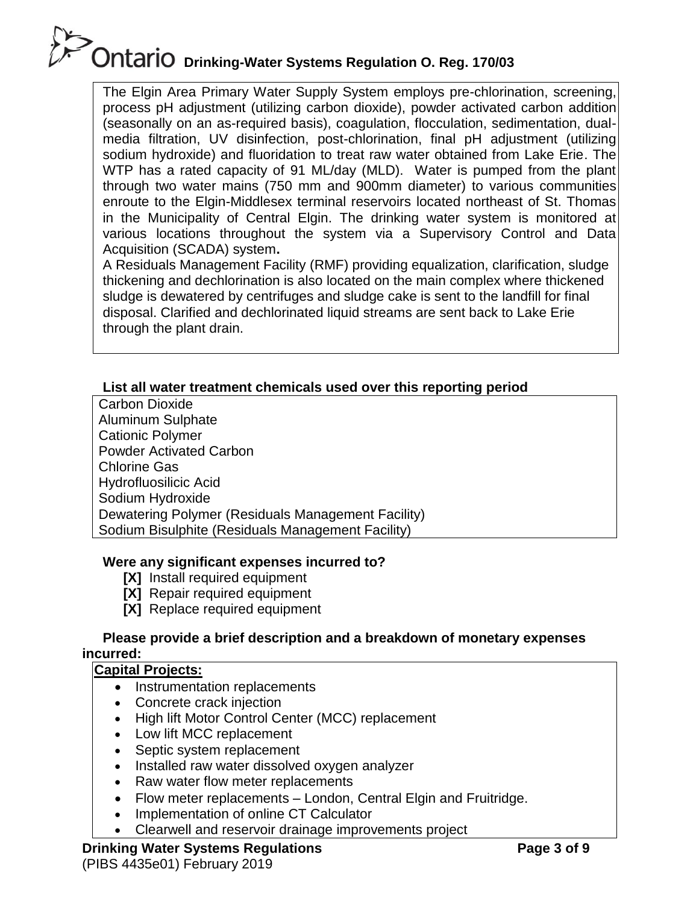The Elgin Area Primary Water Supply System employs pre-chlorination, screening, process pH adjustment (utilizing carbon dioxide), powder activated carbon addition (seasonally on an as-required basis), coagulation, flocculation, sedimentation, dual-media filtration, UV disinfection, post-chlorination, final pH adjustment (utilizing sodium hydroxide) and fluoridation to treat raw water obtained from Lake Erie. The WTP has a rated capacity of 91 ML/day (MLD). Water is pumped from the plant through two water mains (750 mm and 900mm diameter) to various communities enroute to the Elgin-Middlesex terminal reservoirs located northeast of St. Thomas in the Municipality of Central Elgin. The drinking water system is monitored at various locations throughout the system via a Supervisory Control and Data Acquisition (SCADA) system**.**

A Residuals Management Facility (RMF) providing equalization, clarification, sludge thickening and dechlorination is also located on the main complex where thickened sludge is dewatered by centrifuges and sludge cake is sent to the landfill for final disposal. Clarified and dechlorinated liquid streams are sent back to Lake Erie through the plant drain.

**List all water treatment chemicals used over this reporting period**

Carbon Dioxide
Aluminum Sulphate
Cationic Polymer
Powder Activated Carbon
Chlorine Gas
Hydrofluosilicic Acid
Sodium Hydroxide
Dewatering Polymer (Residuals Management Facility)
Sodium Bisulphite (Residuals Management Facility)

**Were any significant expenses incurred to?**

- **[X]** Install required equipment
- **[X]** Repair required equipment
- **[X]** Replace required equipment

**Please provide a brief description and a breakdown of monetary expenses incurred:**

**Capital Projects:**

- Instrumentation replacements
- Concrete crack injection
- High lift Motor Control Center (MCC) replacement
- Low lift MCC replacement
- Septic system replacement
- Installed raw water dissolved oxygen analyzer
- Raw water flow meter replacements
- Flow meter replacements – London, Central Elgin and Fruitridge.
- Implementation of online CT Calculator
- Clearwell and reservoir drainage improvements project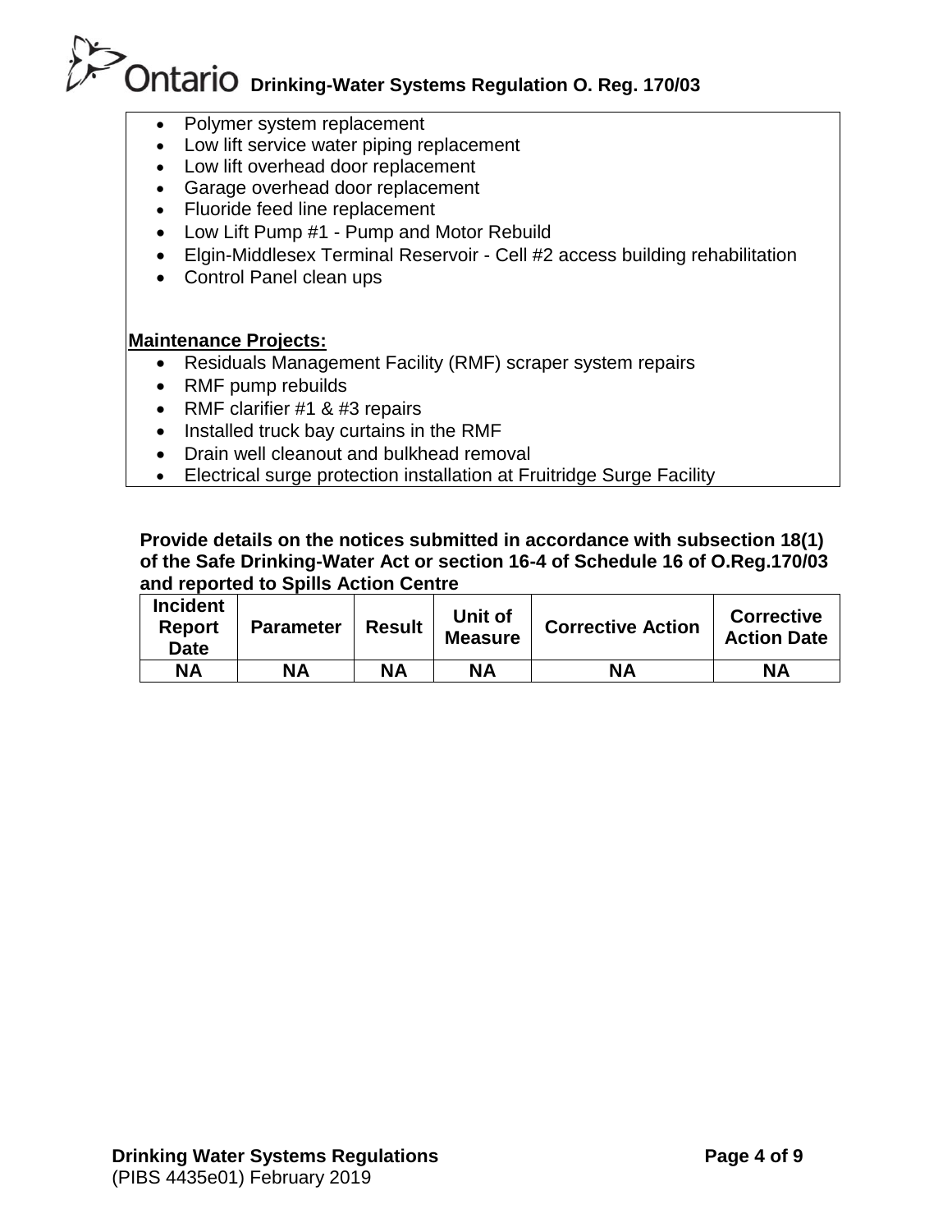- Polymer system replacement
- Low lift service water piping replacement
- Low lift overhead door replacement
- Garage overhead door replacement
- Fluoride feed line replacement
- Low Lift Pump #1 - Pump and Motor Rebuild
- Elgin-Middlesex Terminal Reservoir - Cell #2 access building rehabilitation
- Control Panel clean ups

**Maintenance Projects:**

- Residuals Management Facility (RMF) scraper system repairs
- RMF pump rebuilds
- RMF clarifier #1 & #3 repairs
- Installed truck bay curtains in the RMF
- Drain well cleanout and bulkhead removal
- Electrical surge protection installation at Fruitridge Surge Facility

**Provide details on the notices submitted in accordance with subsection 18(1) of the Safe Drinking-Water Act or section 16-4 of Schedule 16 of O.Reg.170/03 and reported to Spills Action Centre**

| Incident Report Date | Parameter | Result | Unit of Measure | Corrective Action | Corrective Action Date |
|---|---|---|---|---|---|
| NA | NA | NA | NA | NA | NA |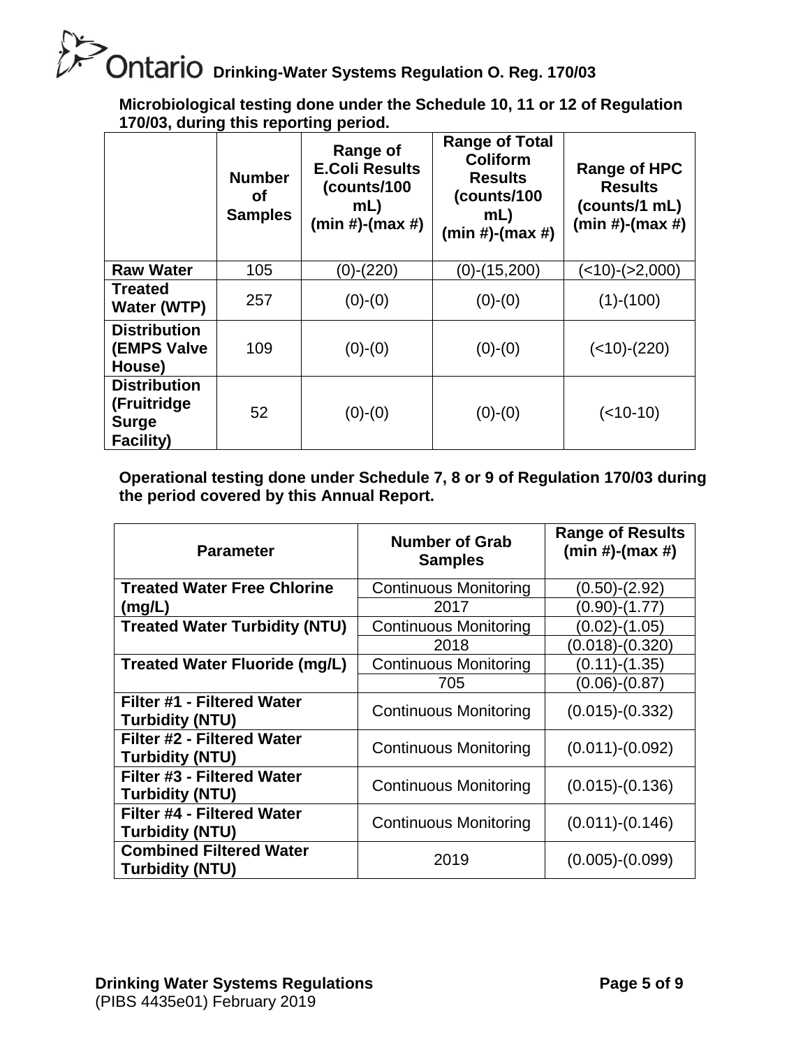Microbiological testing done under the Schedule 10, 11 or 12 of Regulation 170/03, during this reporting period.

| | Number of Samples | Range of E.Coli Results (counts/100 mL) (min #)-(max #) | Range of Total Coliform Results (counts/100 mL) (min #)-(max #) | Range of HPC Results (counts/1 mL) (min #)-(max #) |
|---|---|---|---|---|
| **Raw Water** | 105 | (0)-(220) | (0)-(15,200) | (<10)-(>2,000) |
| **Treated Water (WTP)** | 257 | (0)-(0) | (0)-(0) | (1)-(100) |
| **Distribution (EMPS Valve House)** | 109 | (0)-(0) | (0)-(0) | (<10)-(220) |
| **Distribution (Fruitridge Surge Facility)** | 52 | (0)-(0) | (0)-(0) | (<10-10) |

Operational testing done under Schedule 7, 8 or 9 of Regulation 170/03 during the period covered by this Annual Report.

| Parameter | Number of Grab Samples | Range of Results (min #)-(max #) |
|---|---|---|
| **Treated Water Free Chlorine (mg/L)** | Continuous Monitoring | (0.50)-(2.92) |
| | 2017 | (0.90)-(1.77) |
| **Treated Water Turbidity (NTU)** | Continuous Monitoring | (0.02)-(1.05) |
| | 2018 | (0.018)-(0.320) |
| **Treated Water Fluoride (mg/L)** | Continuous Monitoring | (0.11)-(1.35) |
| | 705 | (0.06)-(0.87) |
| **Filter #1 - Filtered Water Turbidity (NTU)** | Continuous Monitoring | (0.015)-(0.332) |
| **Filter #2 - Filtered Water Turbidity (NTU)** | Continuous Monitoring | (0.011)-(0.092) |
| **Filter #3 - Filtered Water Turbidity (NTU)** | Continuous Monitoring | (0.015)-(0.136) |
| **Filter #4 - Filtered Water Turbidity (NTU)** | Continuous Monitoring | (0.011)-(0.146) |
| **Combined Filtered Water Turbidity (NTU)** | 2019 | (0.005)-(0.099) |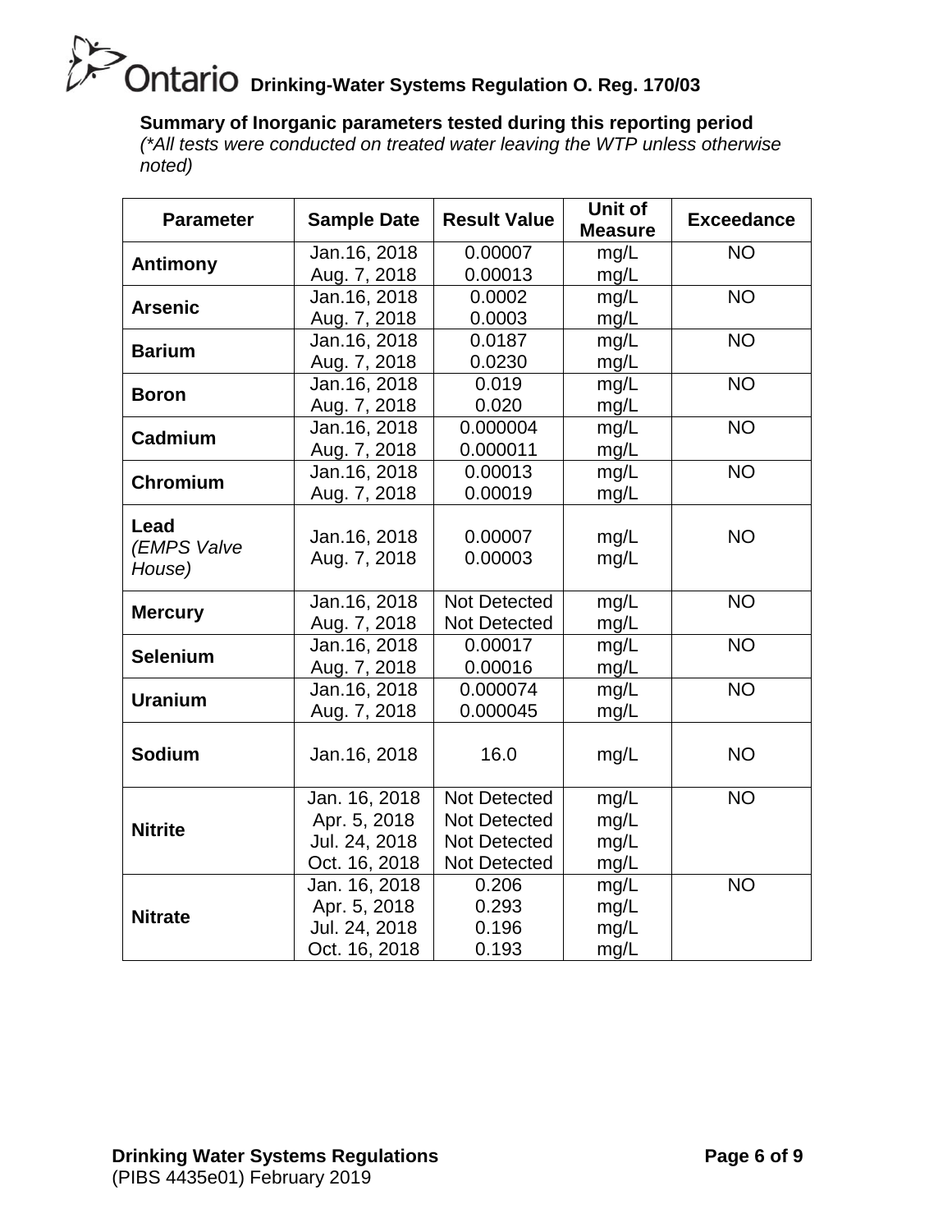**Summary of Inorganic parameters tested during this reporting period**

*(*All tests were conducted on treated water leaving the WTP unless otherwise noted)*

| Parameter | Sample Date | Result Value | Unit of Measure | Exceedance |
|---|---|---|---|---|
| **Antimony** | Jan.16, 2018<br>Aug. 7, 2018 | 0.00007<br>0.00013 | mg/L<br>mg/L | NO |
| **Arsenic** | Jan.16, 2018<br>Aug. 7, 2018 | 0.0002<br>0.0003 | mg/L<br>mg/L | NO |
| **Barium** | Jan.16, 2018<br>Aug. 7, 2018 | 0.0187<br>0.0230 | mg/L<br>mg/L | NO |
| **Boron** | Jan.16, 2018<br>Aug. 7, 2018 | 0.019<br>0.020 | mg/L<br>mg/L | NO |
| **Cadmium** | Jan.16, 2018<br>Aug. 7, 2018 | 0.000004<br>0.000011 | mg/L<br>mg/L | NO |
| **Chromium** | Jan.16, 2018<br>Aug. 7, 2018 | 0.00013<br>0.00019 | mg/L<br>mg/L | NO |
| **Lead** *(EMPS Valve House)* | Jan.16, 2018<br>Aug. 7, 2018 | 0.00007<br>0.00003 | mg/L<br>mg/L | NO |
| **Mercury** | Jan.16, 2018<br>Aug. 7, 2018 | Not Detected<br>Not Detected | mg/L<br>mg/L | NO |
| **Selenium** | Jan.16, 2018<br>Aug. 7, 2018 | 0.00017<br>0.00016 | mg/L<br>mg/L | NO |
| **Uranium** | Jan.16, 2018<br>Aug. 7, 2018 | 0.000074<br>0.000045 | mg/L<br>mg/L | NO |
| **Sodium** | Jan.16, 2018 | 16.0 | mg/L | NO |
| **Nitrite** | Jan. 16, 2018<br>Apr. 5, 2018<br>Jul. 24, 2018<br>Oct. 16, 2018 | Not Detected<br>Not Detected<br>Not Detected<br>Not Detected | mg/L<br>mg/L<br>mg/L<br>mg/L | NO |
| **Nitrate** | Jan. 16, 2018<br>Apr. 5, 2018<br>Jul. 24, 2018<br>Oct. 16, 2018 | 0.206<br>0.293<br>0.196<br>0.193 | mg/L<br>mg/L<br>mg/L<br>mg/L | NO |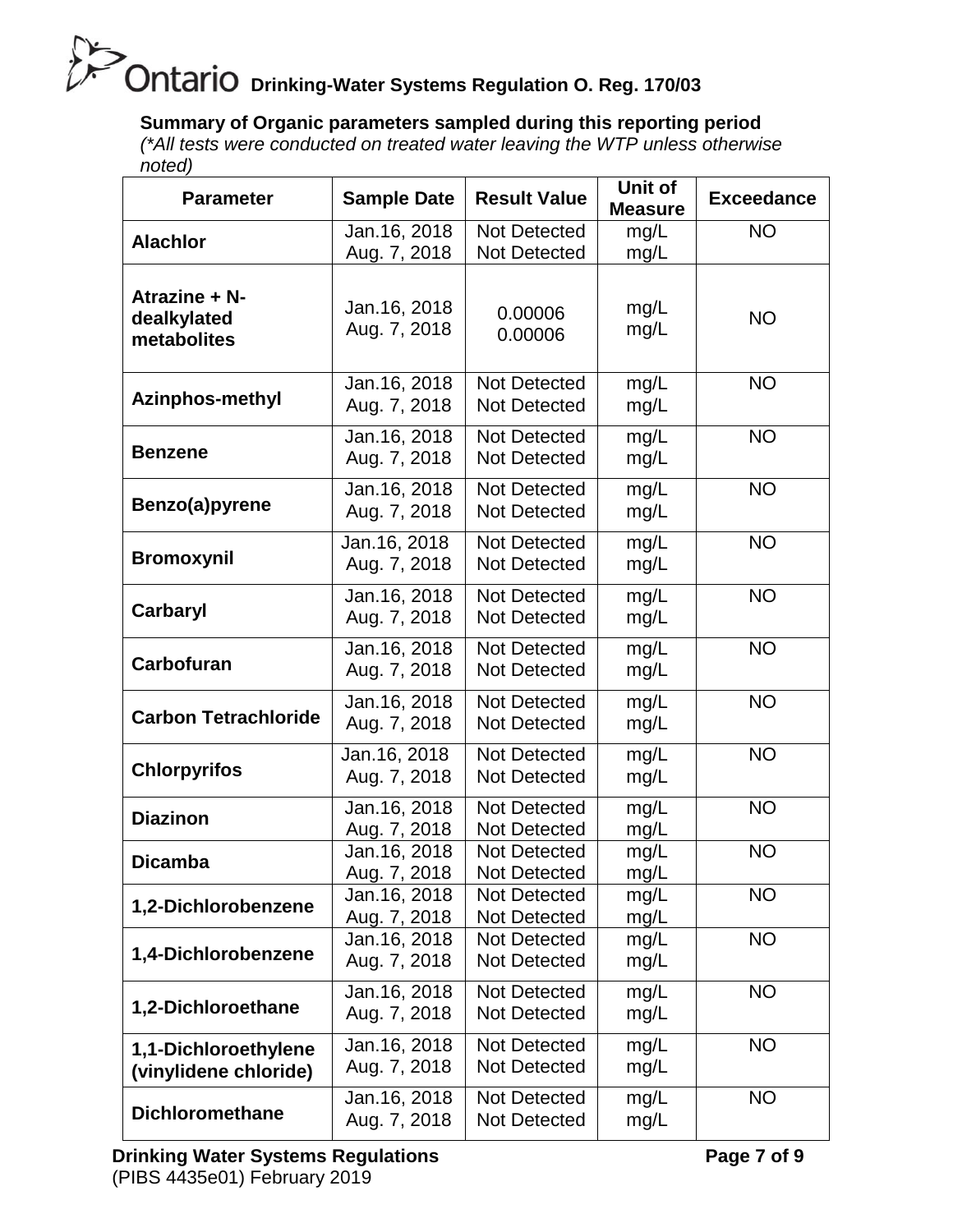### Summary of Organic parameters sampled during this reporting period

*(\*All tests were conducted on treated water leaving the WTP unless otherwise noted)*

| Parameter | Sample Date | Result Value | Unit of Measure | Exceedance |
|---|---|---|---|---|
| **Alachlor** | Jan.16, 2018<br>Aug. 7, 2018 | Not Detected<br>Not Detected | mg/L<br>mg/L | NO |
| **Atrazine + N-dealkylated metabolites** | Jan.16, 2018<br>Aug. 7, 2018 | 0.00006<br>0.00006 | mg/L<br>mg/L | NO |
| **Azinphos-methyl** | Jan.16, 2018<br>Aug. 7, 2018 | Not Detected<br>Not Detected | mg/L<br>mg/L | NO |
| **Benzene** | Jan.16, 2018<br>Aug. 7, 2018 | Not Detected<br>Not Detected | mg/L<br>mg/L | NO |
| **Benzo(a)pyrene** | Jan.16, 2018<br>Aug. 7, 2018 | Not Detected<br>Not Detected | mg/L<br>mg/L | NO |
| **Bromoxynil** | Jan.16, 2018<br>Aug. 7, 2018 | Not Detected<br>Not Detected | mg/L<br>mg/L | NO |
| **Carbaryl** | Jan.16, 2018<br>Aug. 7, 2018 | Not Detected<br>Not Detected | mg/L<br>mg/L | NO |
| **Carbofuran** | Jan.16, 2018<br>Aug. 7, 2018 | Not Detected<br>Not Detected | mg/L<br>mg/L | NO |
| **Carbon Tetrachloride** | Jan.16, 2018<br>Aug. 7, 2018 | Not Detected<br>Not Detected | mg/L<br>mg/L | NO |
| **Chlorpyrifos** | Jan.16, 2018<br>Aug. 7, 2018 | Not Detected<br>Not Detected | mg/L<br>mg/L | NO |
| **Diazinon** | Jan.16, 2018<br>Aug. 7, 2018 | Not Detected<br>Not Detected | mg/L<br>mg/L | NO |
| **Dicamba** | Jan.16, 2018<br>Aug. 7, 2018 | Not Detected<br>Not Detected | mg/L<br>mg/L | NO |
| **1,2-Dichlorobenzene** | Jan.16, 2018<br>Aug. 7, 2018 | Not Detected<br>Not Detected | mg/L<br>mg/L | NO |
| **1,4-Dichlorobenzene** | Jan.16, 2018<br>Aug. 7, 2018 | Not Detected<br>Not Detected | mg/L<br>mg/L | NO |
| **1,2-Dichloroethane** | Jan.16, 2018<br>Aug. 7, 2018 | Not Detected<br>Not Detected | mg/L<br>mg/L | NO |
| **1,1-Dichloroethylene (vinylidene chloride)** | Jan.16, 2018<br>Aug. 7, 2018 | Not Detected<br>Not Detected | mg/L<br>mg/L | NO |
| **Dichloromethane** | Jan.16, 2018<br>Aug. 7, 2018 | Not Detected<br>Not Detected | mg/L<br>mg/L | NO |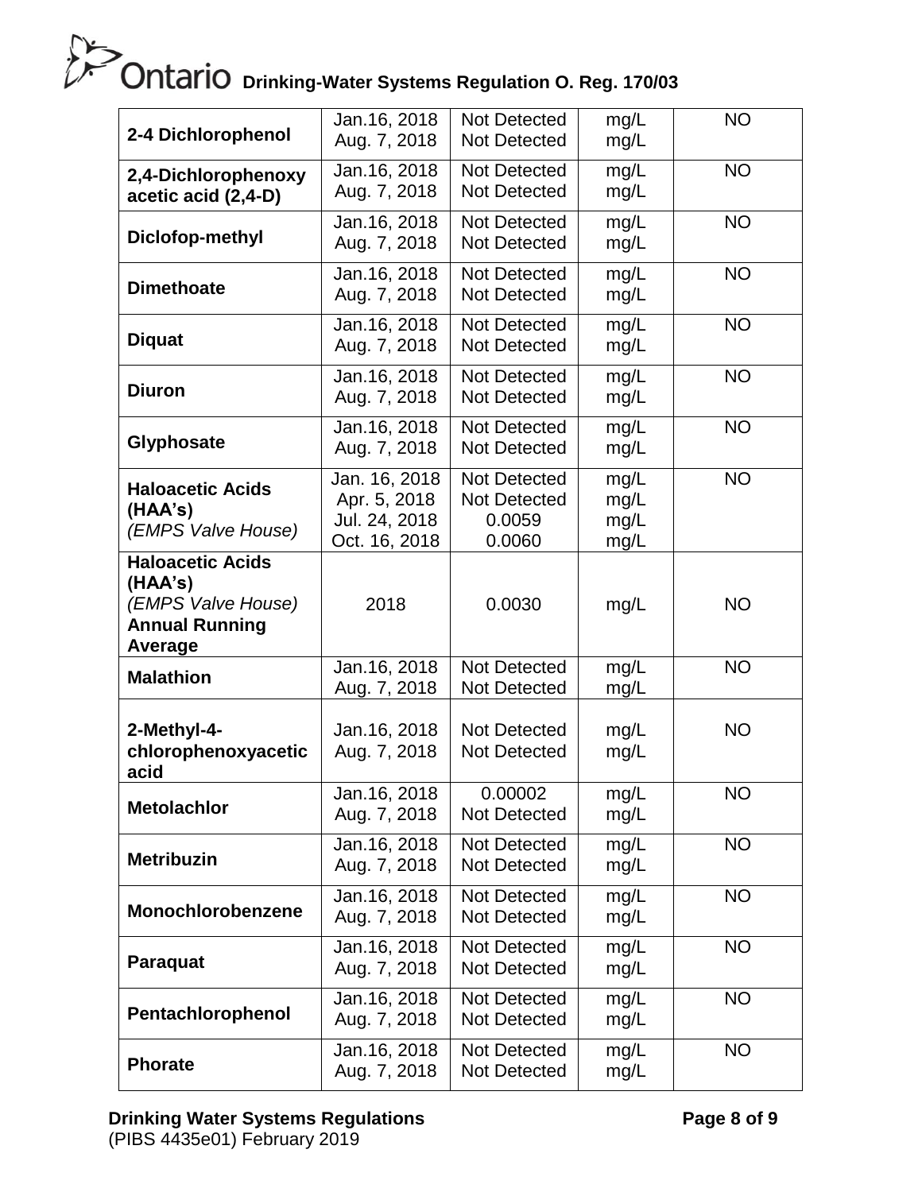| | | | | |
|---|---|---|---|---|
| **2-4 Dichlorophenol** | Jan.16, 2018<br>Aug. 7, 2018 | Not Detected<br>Not Detected | mg/L<br>mg/L | NO |
| **2,4-Dichlorophenoxy acetic acid (2,4-D)** | Jan.16, 2018<br>Aug. 7, 2018 | Not Detected<br>Not Detected | mg/L<br>mg/L | NO |
| **Diclofop-methyl** | Jan.16, 2018<br>Aug. 7, 2018 | Not Detected<br>Not Detected | mg/L<br>mg/L | NO |
| **Dimethoate** | Jan.16, 2018<br>Aug. 7, 2018 | Not Detected<br>Not Detected | mg/L<br>mg/L | NO |
| **Diquat** | Jan.16, 2018<br>Aug. 7, 2018 | Not Detected<br>Not Detected | mg/L<br>mg/L | NO |
| **Diuron** | Jan.16, 2018<br>Aug. 7, 2018 | Not Detected<br>Not Detected | mg/L<br>mg/L | NO |
| **Glyphosate** | Jan.16, 2018<br>Aug. 7, 2018 | Not Detected<br>Not Detected | mg/L<br>mg/L | NO |
| **Haloacetic Acids (HAA's)**<br>*(EMPS Valve House)* | Jan. 16, 2018<br>Apr. 5, 2018<br>Jul. 24, 2018<br>Oct. 16, 2018 | Not Detected<br>Not Detected<br>0.0059<br>0.0060 | mg/L<br>mg/L<br>mg/L<br>mg/L | NO |
| **Haloacetic Acids (HAA's)**<br>*(EMPS Valve House)*<br>**Annual Running Average** | 2018 | 0.0030 | mg/L | NO |
| **Malathion** | Jan.16, 2018<br>Aug. 7, 2018 | Not Detected<br>Not Detected | mg/L<br>mg/L | NO |
| **2-Methyl-4-chlorophenoxyacetic acid** | Jan.16, 2018<br>Aug. 7, 2018 | Not Detected<br>Not Detected | mg/L<br>mg/L | NO |
| **Metolachlor** | Jan.16, 2018<br>Aug. 7, 2018 | 0.00002<br>Not Detected | mg/L<br>mg/L | NO |
| **Metribuzin** | Jan.16, 2018<br>Aug. 7, 2018 | Not Detected<br>Not Detected | mg/L<br>mg/L | NO |
| **Monochlorobenzene** | Jan.16, 2018<br>Aug. 7, 2018 | Not Detected<br>Not Detected | mg/L<br>mg/L | NO |
| **Paraquat** | Jan.16, 2018<br>Aug. 7, 2018 | Not Detected<br>Not Detected | mg/L<br>mg/L | NO |
| **Pentachlorophenol** | Jan.16, 2018<br>Aug. 7, 2018 | Not Detected<br>Not Detected | mg/L<br>mg/L | NO |
| **Phorate** | Jan.16, 2018<br>Aug. 7, 2018 | Not Detected<br>Not Detected | mg/L<br>mg/L | NO |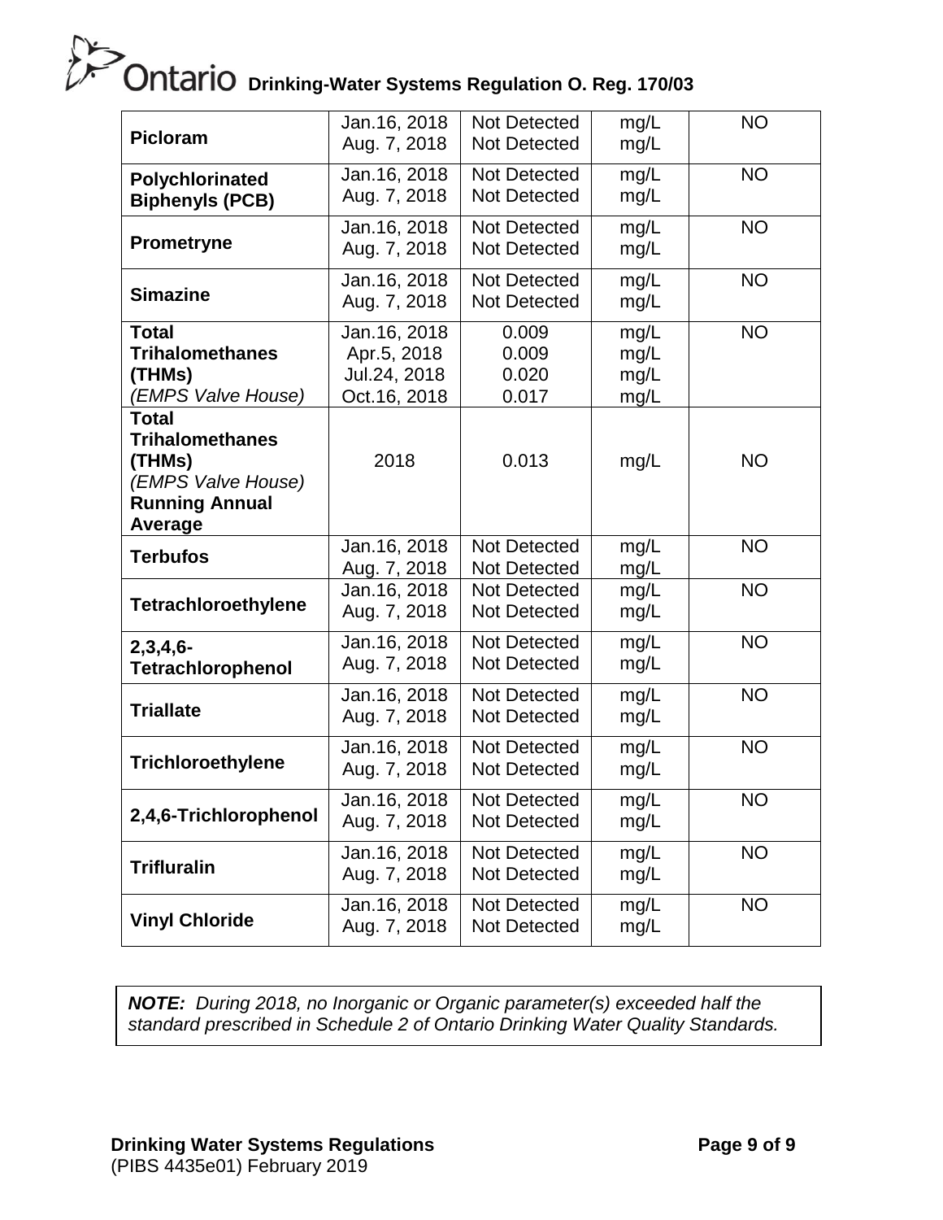| | | | | |
|---|---|---|---|---|
| **Picloram** | Jan.16, 2018<br>Aug. 7, 2018 | Not Detected<br>Not Detected | mg/L<br>mg/L | NO |
| **Polychlorinated Biphenyls (PCB)** | Jan.16, 2018<br>Aug. 7, 2018 | Not Detected<br>Not Detected | mg/L<br>mg/L | NO |
| **Prometryne** | Jan.16, 2018<br>Aug. 7, 2018 | Not Detected<br>Not Detected | mg/L<br>mg/L | NO |
| **Simazine** | Jan.16, 2018<br>Aug. 7, 2018 | Not Detected<br>Not Detected | mg/L<br>mg/L | NO |
| **Total Trihalomethanes (THMs)**<br>*(EMPS Valve House)* | Jan.16, 2018<br>Apr.5, 2018<br>Jul.24, 2018<br>Oct.16, 2018 | 0.009<br>0.009<br>0.020<br>0.017 | mg/L<br>mg/L<br>mg/L<br>mg/L | NO |
| **Total Trihalomethanes (THMs)**<br>*(EMPS Valve House)*<br>**Running Annual Average** | 2018 | 0.013 | mg/L | NO |
| **Terbufos** | Jan.16, 2018<br>Aug. 7, 2018 | Not Detected<br>Not Detected | mg/L<br>mg/L | NO |
| **Tetrachloroethylene** | Jan.16, 2018<br>Aug. 7, 2018 | Not Detected<br>Not Detected | mg/L<br>mg/L | NO |
| **2,3,4,6-Tetrachlorophenol** | Jan.16, 2018<br>Aug. 7, 2018 | Not Detected<br>Not Detected | mg/L<br>mg/L | NO |
| **Triallate** | Jan.16, 2018<br>Aug. 7, 2018 | Not Detected<br>Not Detected | mg/L<br>mg/L | NO |
| **Trichloroethylene** | Jan.16, 2018<br>Aug. 7, 2018 | Not Detected<br>Not Detected | mg/L<br>mg/L | NO |
| **2,4,6-Trichlorophenol** | Jan.16, 2018<br>Aug. 7, 2018 | Not Detected<br>Not Detected | mg/L<br>mg/L | NO |
| **Trifluralin** | Jan.16, 2018<br>Aug. 7, 2018 | Not Detected<br>Not Detected | mg/L<br>mg/L | NO |
| **Vinyl Chloride** | Jan.16, 2018<br>Aug. 7, 2018 | Not Detected<br>Not Detected | mg/L<br>mg/L | NO |

***NOTE:*** *During 2018, no Inorganic or Organic parameter(s) exceeded half the standard prescribed in Schedule 2 of Ontario Drinking Water Quality Standards.*